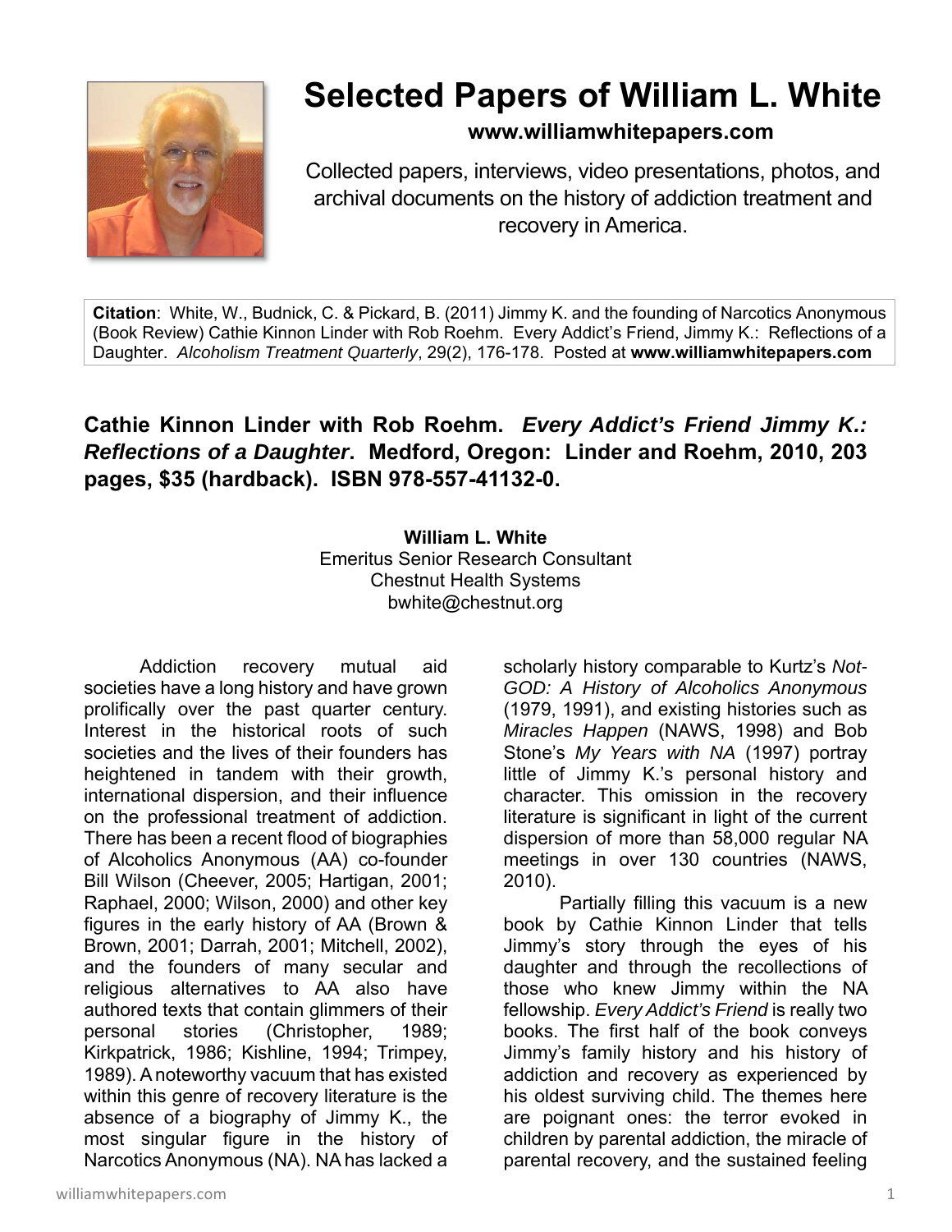# Selected Papers of William L. White

**www.williamwhitepapers.com**

Collected papers, interviews, video presentations, photos, and archival documents on the history of addiction treatment and recovery in America.

**Citation**: White, W., Budnick, C. & Pickard, B. (2011) Jimmy K. and the founding of Narcotics Anonymous (Book Review) Cathie Kinnon Linder with Rob Roehm. Every Addict's Friend, Jimmy K.: Reflections of a Daughter. *Alcoholism Treatment Quarterly*, 29(2), 176-178. Posted at **www.williamwhitepapers.com**

**Cathie Kinnon Linder with Rob Roehm. *Every Addict's Friend Jimmy K.: Reflections of a Daughter*. Medford, Oregon: Linder and Roehm, 2010, 203 pages, $35 (hardback). ISBN 978-557-41132-0.**

**William L. White**
Emeritus Senior Research Consultant
Chestnut Health Systems
bwhite@chestnut.org

Addiction recovery mutual aid societies have a long history and have grown prolifically over the past quarter century. Interest in the historical roots of such societies and the lives of their founders has heightened in tandem with their growth, international dispersion, and their influence on the professional treatment of addiction. There has been a recent flood of biographies of Alcoholics Anonymous (AA) co-founder Bill Wilson (Cheever, 2005; Hartigan, 2001; Raphael, 2000; Wilson, 2000) and other key figures in the early history of AA (Brown & Brown, 2001; Darrah, 2001; Mitchell, 2002), and the founders of many secular and religious alternatives to AA also have authored texts that contain glimmers of their personal stories (Christopher, 1989; Kirkpatrick, 1986; Kishline, 1994; Trimpey, 1989). A noteworthy vacuum that has existed within this genre of recovery literature is the absence of a biography of Jimmy K., the most singular figure in the history of Narcotics Anonymous (NA). NA has lacked a scholarly history comparable to Kurtz's *Not-GOD: A History of Alcoholics Anonymous* (1979, 1991), and existing histories such as *Miracles Happen* (NAWS, 1998) and Bob Stone's *My Years with NA* (1997) portray little of Jimmy K.'s personal history and character. This omission in the recovery literature is significant in light of the current dispersion of more than 58,000 regular NA meetings in over 130 countries (NAWS, 2010).

Partially filling this vacuum is a new book by Cathie Kinnon Linder that tells Jimmy's story through the eyes of his daughter and through the recollections of those who knew Jimmy within the NA fellowship. *Every Addict's Friend* is really two books. The first half of the book conveys Jimmy's family history and his history of addiction and recovery as experienced by his oldest surviving child. The themes here are poignant ones: the terror evoked in children by parental addiction, the miracle of parental recovery, and the sustained feeling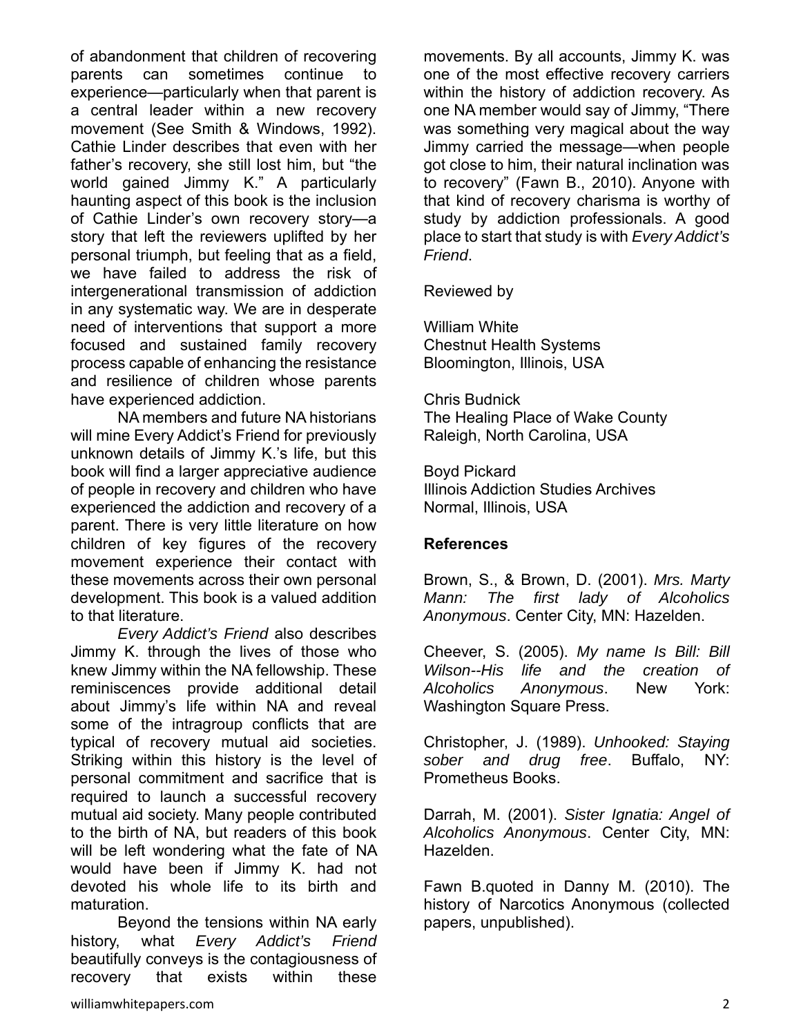of abandonment that children of recovering parents can sometimes continue to experience—particularly when that parent is a central leader within a new recovery movement (See Smith & Windows, 1992). Cathie Linder describes that even with her father's recovery, she still lost him, but "the world gained Jimmy K." A particularly haunting aspect of this book is the inclusion of Cathie Linder's own recovery story—a story that left the reviewers uplifted by her personal triumph, but feeling that as a field, we have failed to address the risk of intergenerational transmission of addiction in any systematic way. We are in desperate need of interventions that support a more focused and sustained family recovery process capable of enhancing the resistance and resilience of children whose parents have experienced addiction.

NA members and future NA historians will mine Every Addict's Friend for previously unknown details of Jimmy K.'s life, but this book will find a larger appreciative audience of people in recovery and children who have experienced the addiction and recovery of a parent. There is very little literature on how children of key figures of the recovery movement experience their contact with these movements across their own personal development. This book is a valued addition to that literature.

*Every Addict's Friend* also describes Jimmy K. through the lives of those who knew Jimmy within the NA fellowship. These reminiscences provide additional detail about Jimmy's life within NA and reveal some of the intragroup conflicts that are typical of recovery mutual aid societies. Striking within this history is the level of personal commitment and sacrifice that is required to launch a successful recovery mutual aid society. Many people contributed to the birth of NA, but readers of this book will be left wondering what the fate of NA would have been if Jimmy K. had not devoted his whole life to its birth and maturation.

Beyond the tensions within NA early history, what *Every Addict's Friend* beautifully conveys is the contagiousness of recovery that exists within these movements. By all accounts, Jimmy K. was one of the most effective recovery carriers within the history of addiction recovery. As one NA member would say of Jimmy, "There was something very magical about the way Jimmy carried the message—when people got close to him, their natural inclination was to recovery" (Fawn B., 2010). Anyone with that kind of recovery charisma is worthy of study by addiction professionals. A good place to start that study is with *Every Addict's Friend*.

Reviewed by

William White
Chestnut Health Systems
Bloomington, Illinois, USA

Chris Budnick
The Healing Place of Wake County
Raleigh, North Carolina, USA

Boyd Pickard
Illinois Addiction Studies Archives
Normal, Illinois, USA

**References**

Brown, S., & Brown, D. (2001). *Mrs. Marty Mann: The first lady of Alcoholics Anonymous*. Center City, MN: Hazelden.

Cheever, S. (2005). *My name Is Bill: Bill Wilson--His life and the creation of Alcoholics Anonymous*. New York: Washington Square Press.

Christopher, J. (1989). *Unhooked: Staying sober and drug free*. Buffalo, NY: Prometheus Books.

Darrah, M. (2001). *Sister Ignatia: Angel of Alcoholics Anonymous*. Center City, MN: Hazelden.

Fawn B.quoted in Danny M. (2010). The history of Narcotics Anonymous (collected papers, unpublished).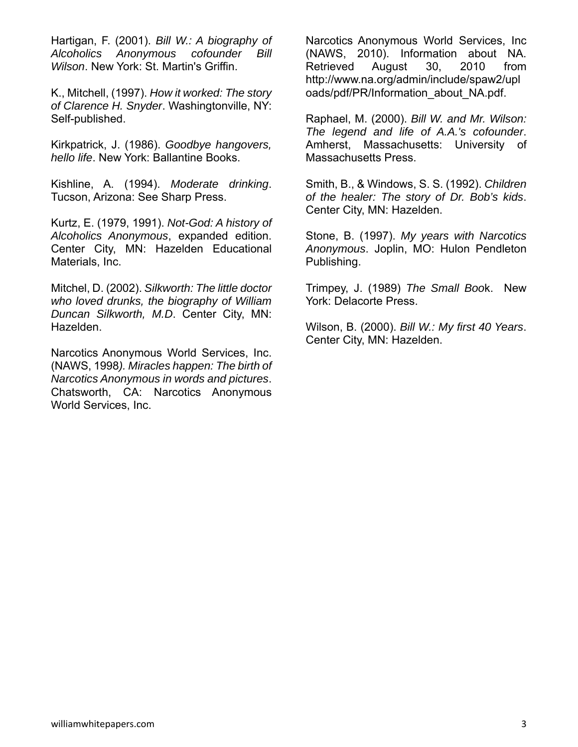Hartigan, F. (2001). *Bill W.: A biography of Alcoholics Anonymous cofounder Bill Wilson*. New York: St. Martin's Griffin.

K., Mitchell, (1997). *How it worked: The story of Clarence H. Snyder*. Washingtonville, NY: Self-published.

Kirkpatrick, J. (1986). *Goodbye hangovers, hello life*. New York: Ballantine Books.

Kishline, A. (1994). *Moderate drinking*. Tucson, Arizona: See Sharp Press.

Kurtz, E. (1979, 1991). *Not-God: A history of Alcoholics Anonymous*, expanded edition. Center City, MN: Hazelden Educational Materials, Inc.

Mitchel, D. (2002). *Silkworth: The little doctor who loved drunks, the biography of William Duncan Silkworth, M.D*. Center City, MN: Hazelden.

Narcotics Anonymous World Services, Inc. (NAWS, 1998*). Miracles happen: The birth of Narcotics Anonymous in words and pictures*. Chatsworth, CA: Narcotics Anonymous World Services, Inc.

Narcotics Anonymous World Services, Inc (NAWS, 2010). Information about NA. Retrieved August 30, 2010 from http://www.na.org/admin/include/spaw2/uploads/pdf/PR/Information_about_NA.pdf.

Raphael, M. (2000). *Bill W. and Mr. Wilson: The legend and life of A.A.'s cofounder*. Amherst, Massachusetts: University of Massachusetts Press.

Smith, B., & Windows, S. S. (1992). *Children of the healer: The story of Dr. Bob's kids*. Center City, MN: Hazelden.

Stone, B. (1997). *My years with Narcotics Anonymous*. Joplin, MO: Hulon Pendleton Publishing.

Trimpey, J. (1989) *The Small Boo*k. New York: Delacorte Press.

Wilson, B. (2000). *Bill W.: My first 40 Years*. Center City, MN: Hazelden.